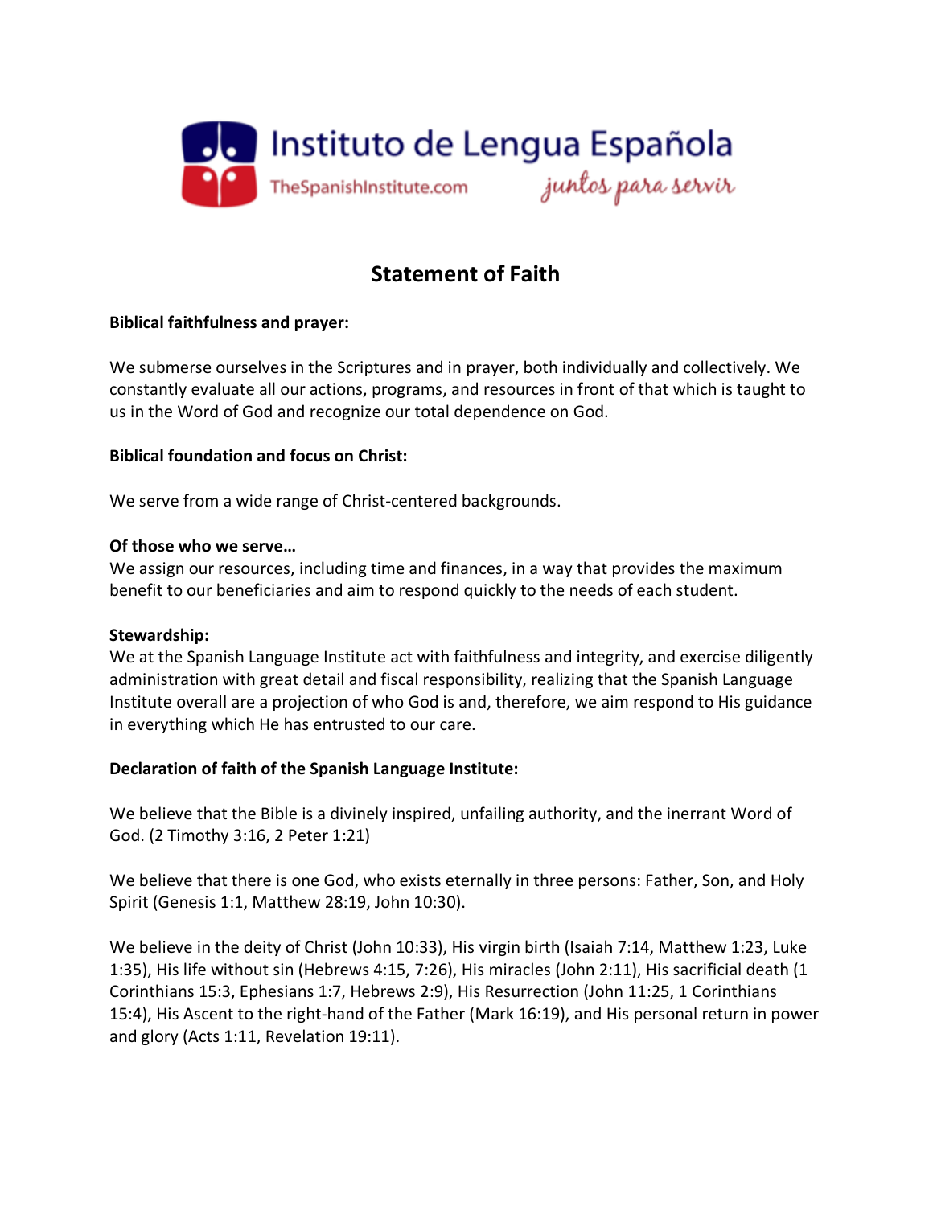Instituto de Lengua Española

TheSpanishInstitute.com

*juntos para servir*

# Statement of Faith

**Biblical faithfulness and prayer:**

We submerse ourselves in the Scriptures and in prayer, both individually and collectively. We constantly evaluate all our actions, programs, and resources in front of that which is taught to us in the Word of God and recognize our total dependence on God.

**Biblical foundation and focus on Christ:**

We serve from a wide range of Christ-centered backgrounds.

**Of those who we serve…**

We assign our resources, including time and finances, in a way that provides the maximum benefit to our beneficiaries and aim to respond quickly to the needs of each student.

**Stewardship:**

We at the Spanish Language Institute act with faithfulness and integrity, and exercise diligently administration with great detail and fiscal responsibility, realizing that the Spanish Language Institute overall are a projection of who God is and, therefore, we aim respond to His guidance in everything which He has entrusted to our care.

**Declaration of faith of the Spanish Language Institute:**

We believe that the Bible is a divinely inspired, unfailing authority, and the inerrant Word of God. (2 Timothy 3:16, 2 Peter 1:21)

We believe that there is one God, who exists eternally in three persons: Father, Son, and Holy Spirit (Genesis 1:1, Matthew 28:19, John 10:30).

We believe in the deity of Christ (John 10:33), His virgin birth (Isaiah 7:14, Matthew 1:23, Luke 1:35), His life without sin (Hebrews 4:15, 7:26), His miracles (John 2:11), His sacrificial death (1 Corinthians 15:3, Ephesians 1:7, Hebrews 2:9), His Resurrection (John 11:25, 1 Corinthians 15:4), His Ascent to the right-hand of the Father (Mark 16:19), and His personal return in power and glory (Acts 1:11, Revelation 19:11).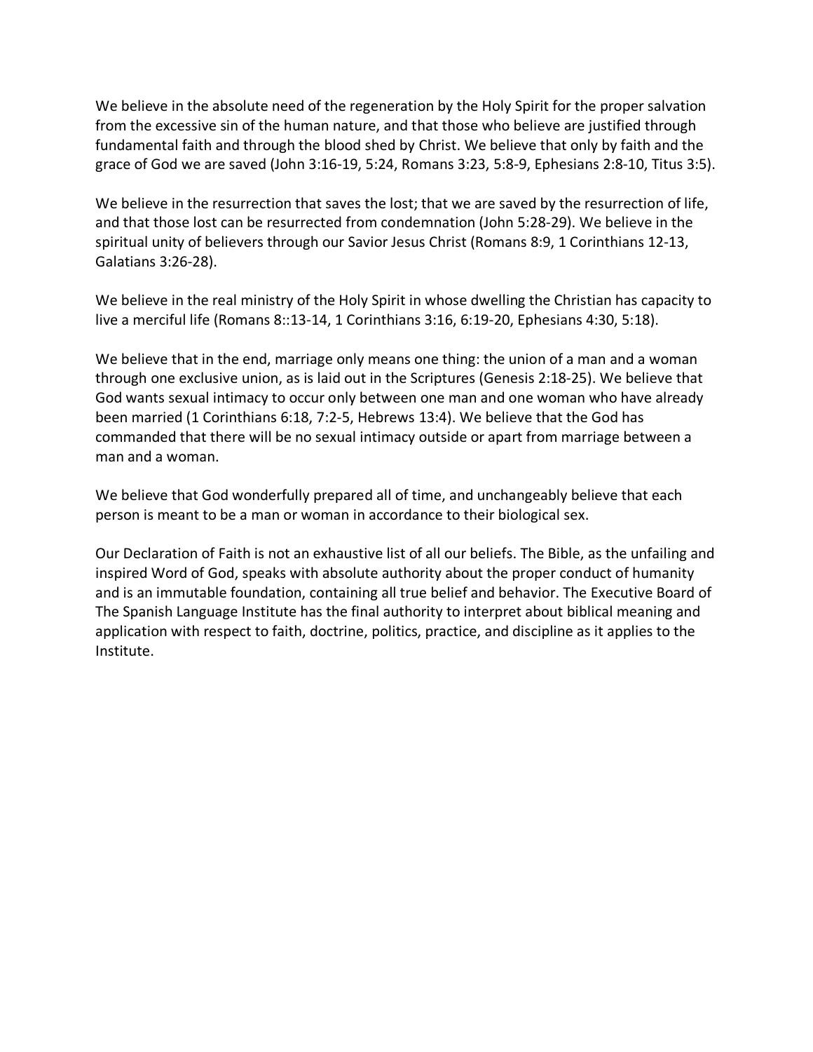We believe in the absolute need of the regeneration by the Holy Spirit for the proper salvation from the excessive sin of the human nature, and that those who believe are justified through fundamental faith and through the blood shed by Christ. We believe that only by faith and the grace of God we are saved (John 3:16-19, 5:24, Romans 3:23, 5:8-9, Ephesians 2:8-10, Titus 3:5).

We believe in the resurrection that saves the lost; that we are saved by the resurrection of life, and that those lost can be resurrected from condemnation (John 5:28-29). We believe in the spiritual unity of believers through our Savior Jesus Christ (Romans 8:9, 1 Corinthians 12-13, Galatians 3:26-28).

We believe in the real ministry of the Holy Spirit in whose dwelling the Christian has capacity to live a merciful life (Romans 8::13-14, 1 Corinthians 3:16, 6:19-20, Ephesians 4:30, 5:18).

We believe that in the end, marriage only means one thing: the union of a man and a woman through one exclusive union, as is laid out in the Scriptures (Genesis 2:18-25). We believe that God wants sexual intimacy to occur only between one man and one woman who have already been married (1 Corinthians 6:18, 7:2-5, Hebrews 13:4). We believe that the God has commanded that there will be no sexual intimacy outside or apart from marriage between a man and a woman.

We believe that God wonderfully prepared all of time, and unchangeably believe that each person is meant to be a man or woman in accordance to their biological sex.

Our Declaration of Faith is not an exhaustive list of all our beliefs. The Bible, as the unfailing and inspired Word of God, speaks with absolute authority about the proper conduct of humanity and is an immutable foundation, containing all true belief and behavior. The Executive Board of The Spanish Language Institute has the final authority to interpret about biblical meaning and application with respect to faith, doctrine, politics, practice, and discipline as it applies to the Institute.